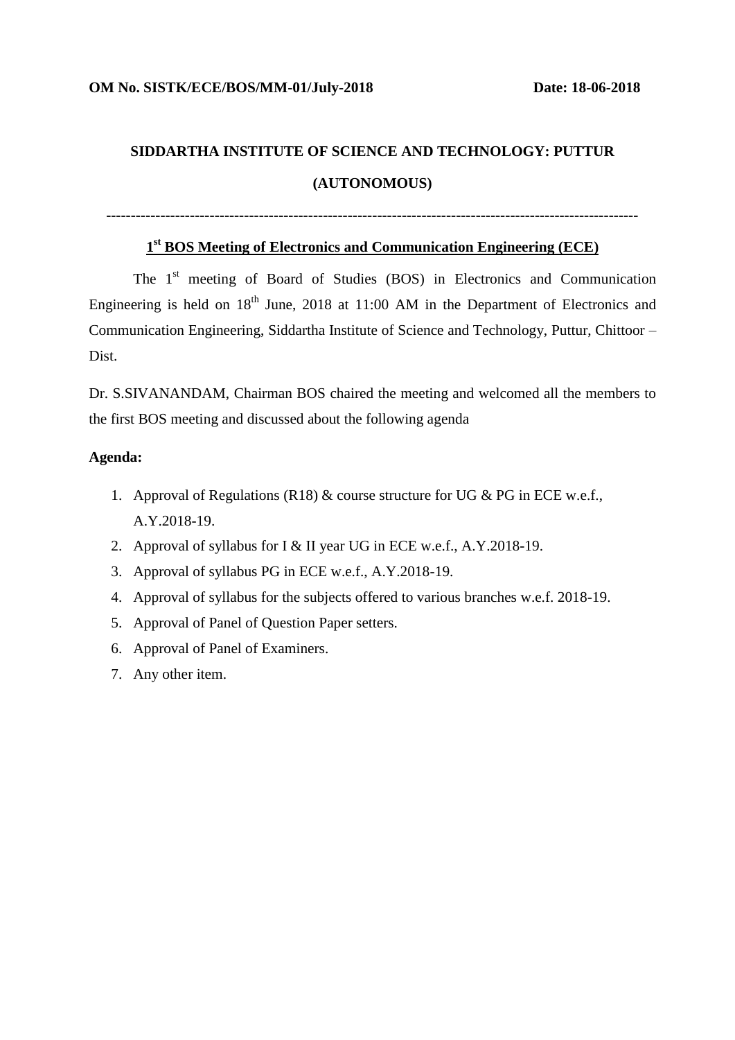**OM No. SISTK/ECE/BOS/MM-01/July-2018** **Date: 18-06-2018**

**SIDDARTHA INSTITUTE OF SCIENCE AND TECHNOLOGY: PUTTUR**

**(AUTONOMOUS)**

---

## 1st BOS Meeting of Electronics and Communication Engineering (ECE)

The 1st meeting of Board of Studies (BOS) in Electronics and Communication Engineering is held on 18th June, 2018 at 11:00 AM in the Department of Electronics and Communication Engineering, Siddartha Institute of Science and Technology, Puttur, Chittoor – Dist.

Dr. S.SIVANANDAM, Chairman BOS chaired the meeting and welcomed all the members to the first BOS meeting and discussed about the following agenda

**Agenda:**

1. Approval of Regulations (R18) & course structure for UG & PG in ECE w.e.f., A.Y.2018-19.
2. Approval of syllabus for I & II year UG in ECE w.e.f., A.Y.2018-19.
3. Approval of syllabus PG in ECE w.e.f., A.Y.2018-19.
4. Approval of syllabus for the subjects offered to various branches w.e.f. 2018-19.
5. Approval of Panel of Question Paper setters.
6. Approval of Panel of Examiners.
7. Any other item.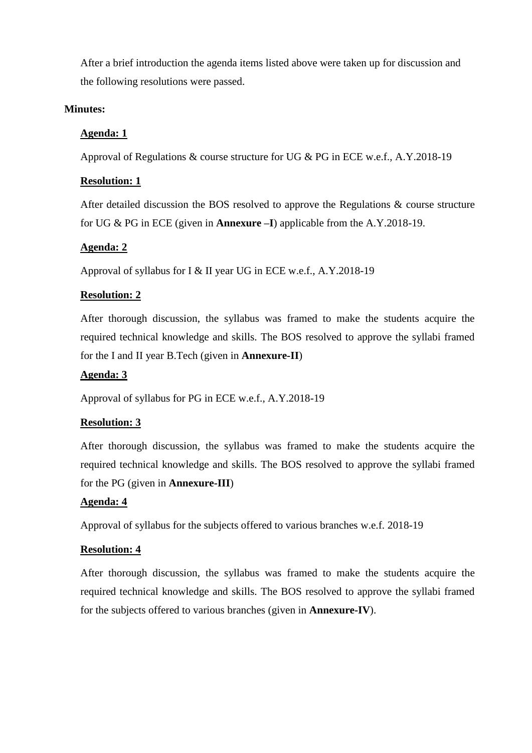After a brief introduction the agenda items listed above were taken up for discussion and the following resolutions were passed.

**Minutes:**

**Agenda: 1**

Approval of Regulations & course structure for UG & PG in ECE w.e.f., A.Y.2018-19

**Resolution: 1**

After detailed discussion the BOS resolved to approve the Regulations & course structure for UG & PG in ECE (given in **Annexure –I**) applicable from the A.Y.2018-19.

**Agenda: 2**

Approval of syllabus for I & II year UG in ECE w.e.f., A.Y.2018-19

**Resolution: 2**

After thorough discussion, the syllabus was framed to make the students acquire the required technical knowledge and skills. The BOS resolved to approve the syllabi framed for the I and II year B.Tech (given in **Annexure-II**)

**Agenda: 3**

Approval of syllabus for PG in ECE w.e.f., A.Y.2018-19

**Resolution: 3**

After thorough discussion, the syllabus was framed to make the students acquire the required technical knowledge and skills. The BOS resolved to approve the syllabi framed for the PG (given in **Annexure-III**)

**Agenda: 4**

Approval of syllabus for the subjects offered to various branches w.e.f. 2018-19

**Resolution: 4**

After thorough discussion, the syllabus was framed to make the students acquire the required technical knowledge and skills. The BOS resolved to approve the syllabi framed for the subjects offered to various branches (given in **Annexure-IV**).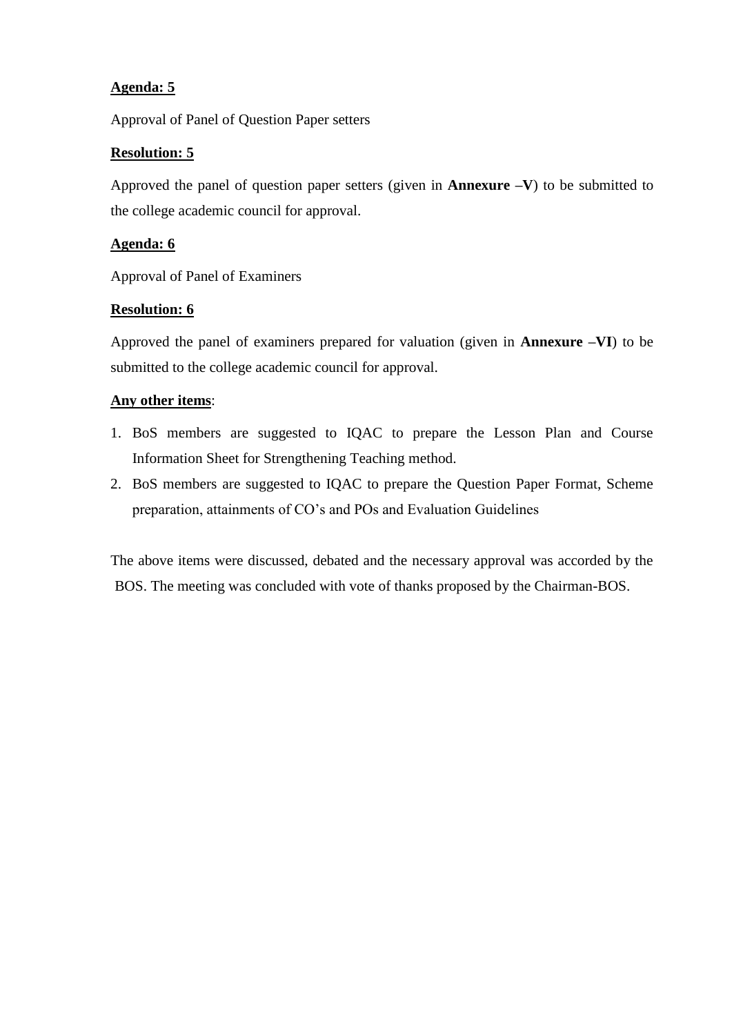**Agenda: 5**

Approval of Panel of Question Paper setters

**Resolution: 5**

Approved the panel of question paper setters (given in **Annexure –V**) to be submitted to the college academic council for approval.

**Agenda: 6**

Approval of Panel of Examiners

**Resolution: 6**

Approved the panel of examiners prepared for valuation (given in **Annexure –VI**) to be submitted to the college academic council for approval.

**Any other items**:

1. BoS members are suggested to IQAC to prepare the Lesson Plan and Course Information Sheet for Strengthening Teaching method.
2. BoS members are suggested to IQAC to prepare the Question Paper Format, Scheme preparation, attainments of CO's and POs and Evaluation Guidelines

The above items were discussed, debated and the necessary approval was accorded by the BOS. The meeting was concluded with vote of thanks proposed by the Chairman-BOS.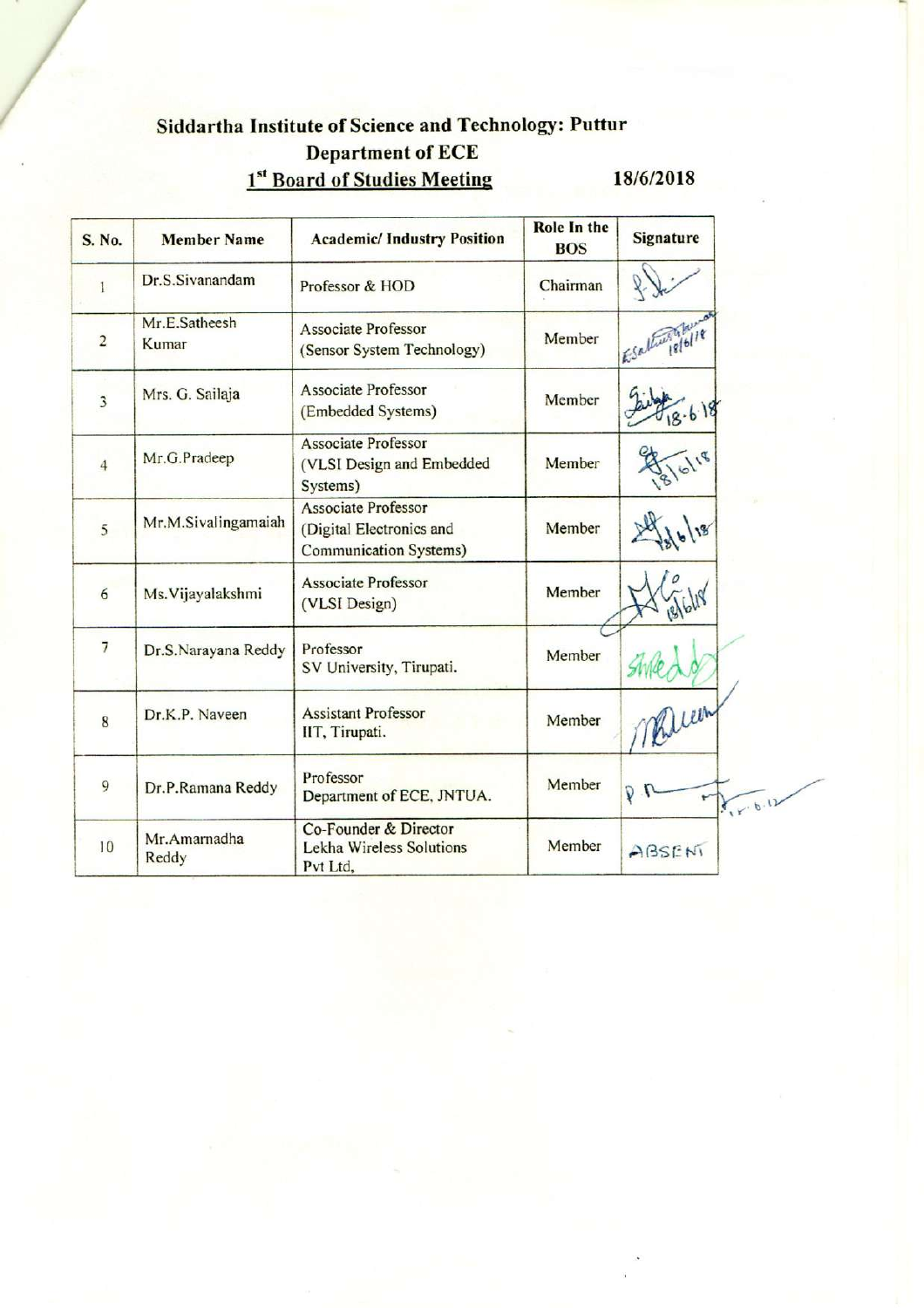**Siddartha Institute of Science and Technology: Puttur**

**Department of ECE**

**1st Board of Studies Meeting** **18/6/2018**

| S. No. | Member Name | Academic/ Industry Position | Role In the BOS | Signature |
|---|---|---|---|---|
| 1 | Dr.S.Sivanandam | Professor & HOD | Chairman | |
| 2 | Mr.E.Satheesh Kumar | Associate Professor (Sensor System Technology) | Member | 18/6/18 |
| 3 | Mrs. G. Sailaja | Associate Professor (Embedded Systems) | Member | 18-6-18 |
| 4 | Mr.G.Pradeep | Associate Professor (VLSI Design and Embedded Systems) | Member | 18/6/18 |
| 5 | Mr.M.Sivalingamaiah | Associate Professor (Digital Electronics and Communication Systems) | Member | 18/6/18 |
| 6 | Ms.Vijayalakshmi | Associate Professor (VLSI Design) | Member | 18/6/18 |
| 7 | Dr.S.Narayana Reddy | Professor SV University, Tirupati. | Member | |
| 8 | Dr.K.P. Naveen | Assistant Professor IIT, Tirupati. | Member | |
| 9 | Dr.P.Ramana Reddy | Professor Department of ECE, JNTUA. | Member | 18-6-18 |
| 10 | Mr.Amarnadha Reddy | Co-Founder & Director Lekha Wireless Solutions Pvt Ltd, | Member | ABSENT |